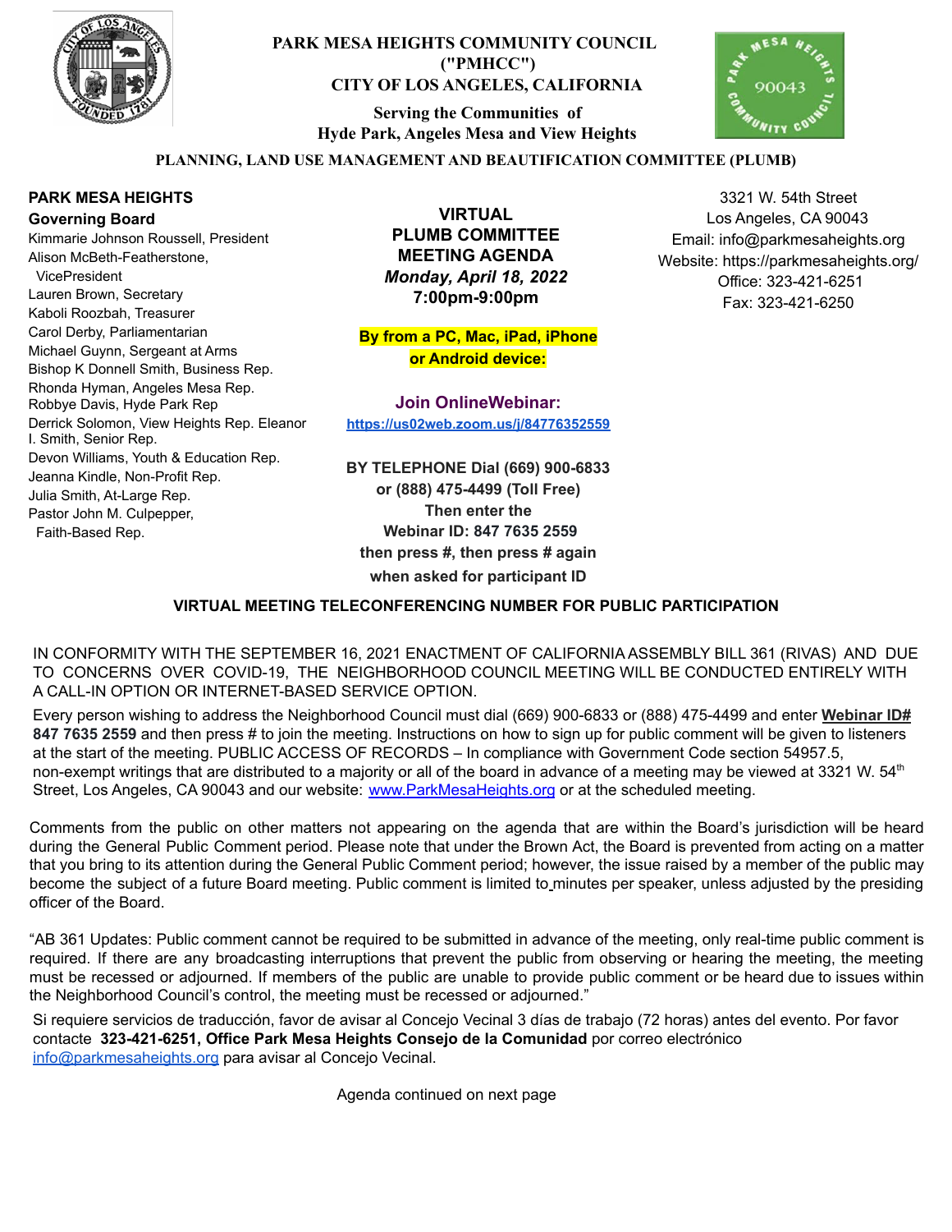# PARK MESA HEIGHTS COMMUNITY COUNCIL ("PMHCC")
## CITY OF LOS ANGELES, CALIFORNIA

**Serving the Communities of Hyde Park, Angeles Mesa and View Heights**

**PLANNING, LAND USE MANAGEMENT AND BEAUTIFICATION COMMITTEE (PLUMB)**

**PARK MESA HEIGHTS**
**Governing Board**

Kimmarie Johnson Roussell, President
Alison McBeth-Featherstone, VicePresident
Lauren Brown, Secretary
Kaboli Roozbah, Treasurer
Carol Derby, Parliamentarian
Michael Guynn, Sergeant at Arms
Bishop K Donnell Smith, Business Rep.
Rhonda Hyman, Angeles Mesa Rep.
Robbye Davis, Hyde Park Rep
Derrick Solomon, View Heights Rep.
Eleanor I. Smith, Senior Rep.
Devon Williams, Youth & Education Rep.
Jeanna Kindle, Non-Profit Rep.
Julia Smith, At-Large Rep.
Pastor John M. Culpepper, Faith-Based Rep.

**VIRTUAL PLUMB COMMITTEE MEETING AGENDA**
***Monday, April 18, 2022***
**7:00pm-9:00pm**

**By from a PC, Mac, iPad, iPhone or Android device:**

**Join OnlineWebinar:**
**https://us02web.zoom.us/j/84776352559**

**BY TELEPHONE Dial (669) 900-6833 or (888) 475-4499 (Toll Free) Then enter the Webinar ID: 847 7635 2559 then press #, then press # again when asked for participant ID**

3321 W. 54th Street
Los Angeles, CA 90043
Email: info@parkmesaheights.org
Website: https://parkmesaheights.org/
Office: 323-421-6251
Fax: 323-421-6250

**VIRTUAL MEETING TELECONFERENCING NUMBER FOR PUBLIC PARTICIPATION**

IN CONFORMITY WITH THE SEPTEMBER 16, 2021 ENACTMENT OF CALIFORNIA ASSEMBLY BILL 361 (RIVAS) AND DUE TO CONCERNS OVER COVID-19, THE NEIGHBORHOOD COUNCIL MEETING WILL BE CONDUCTED ENTIRELY WITH A CALL-IN OPTION OR INTERNET-BASED SERVICE OPTION.

Every person wishing to address the Neighborhood Council must dial (669) 900-6833 or (888) 475-4499 and enter **Webinar ID# 847 7635 2559** and then press # to join the meeting. Instructions on how to sign up for public comment will be given to listeners at the start of the meeting. PUBLIC ACCESS OF RECORDS – In compliance with Government Code section 54957.5, non-exempt writings that are distributed to a majority or all of the board in advance of a meeting may be viewed at 3321 W. 54th Street, Los Angeles, CA 90043 and our website: www.ParkMesaHeights.org or at the scheduled meeting.

Comments from the public on other matters not appearing on the agenda that are within the Board's jurisdiction will be heard during the General Public Comment period. Please note that under the Brown Act, the Board is prevented from acting on a matter that you bring to its attention during the General Public Comment period; however, the issue raised by a member of the public may become the subject of a future Board meeting. Public comment is limited to minutes per speaker, unless adjusted by the presiding officer of the Board.

"AB 361 Updates: Public comment cannot be required to be submitted in advance of the meeting, only real-time public comment is required. If there are any broadcasting interruptions that prevent the public from observing or hearing the meeting, the meeting must be recessed or adjourned. If members of the public are unable to provide public comment or be heard due to issues within the Neighborhood Council's control, the meeting must be recessed or adjourned."

Si requiere servicios de traducción, favor de avisar al Concejo Vecinal 3 días de trabajo (72 horas) antes del evento. Por favor contacte **323-421-6251, Office Park Mesa Heights Consejo de la Comunidad** por correo electrónico info@parkmesaheights.org para avisar al Concejo Vecinal.

Agenda continued on next page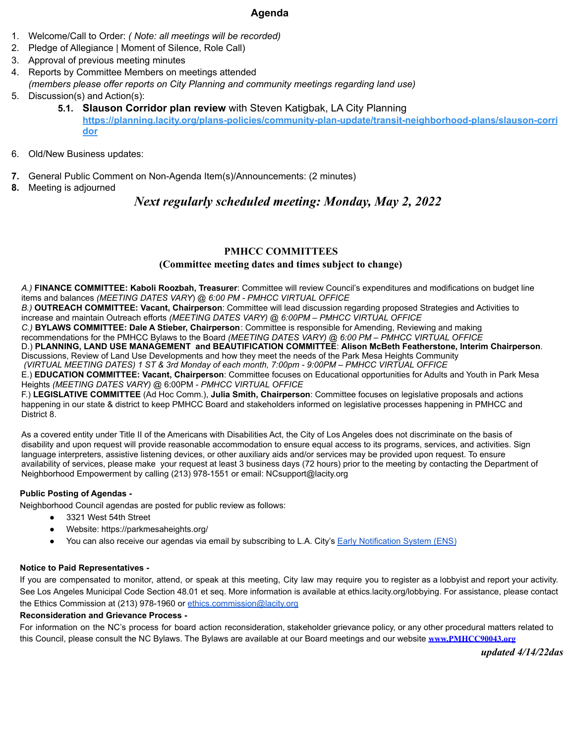## Agenda

1. Welcome/Call to Order: *( Note: all meetings will be recorded)*
2. Pledge of Allegiance | Moment of Silence, Role Call)
3. Approval of previous meeting minutes
4. Reports by Committee Members on meetings attended
   *(members please offer reports on City Planning and community meetings regarding land use)*
5. Discussion(s) and Action(s):
   - **5.1. Slauson Corridor plan review** with Steven Katigbak, LA City Planning
     **https://planning.lacity.org/plans-policies/community-plan-update/transit-neighborhood-plans/slauson-corridor**
6. Old/New Business updates:
7. General Public Comment on Non-Agenda Item(s)/Announcements: (2 minutes)
8. Meeting is adjourned

***Next regularly scheduled meeting: Monday, May 2, 2022***

### PMHCC COMMITTEES
### (Committee meeting dates and times subject to change)

*A.)* **FINANCE COMMITTEE: Kaboli Roozbah, Treasurer**: Committee will review Council's expenditures and modifications on budget line items and balances *(MEETING DATES VARY) @ 6:00 PM - PMHCC VIRTUAL OFFICE*
*B.)* **OUTREACH COMMITTEE: Vacant, Chairperson**: Committee will lead discussion regarding proposed Strategies and Activities to increase and maintain Outreach efforts *(MEETING DATES VARY) @ 6:00PM – PMHCC VIRTUAL OFFICE*
*C.)* **BYLAWS COMMITTEE: Dale A Stieber, Chairperson**: Committee is responsible for Amending, Reviewing and making recommendations for the PMHCC Bylaws to the Board *(MEETING DATES VARY) @ 6:00 PM – PMHCC VIRTUAL OFFICE*
D.) **PLANNING, LAND USE MANAGEMENT and BEAUTIFICATION COMMITTEE**: **Alison McBeth Featherstone, Interim Chairperson**. Discussions, Review of Land Use Developments and how they meet the needs of the Park Mesa Heights Community
*(VIRTUAL MEETING DATES) 1 ST & 3rd Monday of each month, 7:00pm - 9:00PM – PMHCC VIRTUAL OFFICE*
E.) **EDUCATION COMMITTEE: Vacant, Chairperson**: Committee focuses on Educational opportunities for Adults and Youth in Park Mesa Heights *(MEETING DATES VARY) @* 6:00PM - *PMHCC VIRTUAL OFFICE*
F.) **LEGISLATIVE COMMITTEE** (Ad Hoc Comm.), **Julia Smith, Chairperson**: Committee focuses on legislative proposals and actions happening in our state & district to keep PMHCC Board and stakeholders informed on legislative processes happening in PMHCC and District 8.

As a covered entity under Title II of the Americans with Disabilities Act, the City of Los Angeles does not discriminate on the basis of disability and upon request will provide reasonable accommodation to ensure equal access to its programs, services, and activities. Sign language interpreters, assistive listening devices, or other auxiliary aids and/or services may be provided upon request. To ensure availability of services, please make your request at least 3 business days (72 hours) prior to the meeting by contacting the Department of Neighborhood Empowerment by calling (213) 978-1551 or email: NCsupport@lacity.org

**Public Posting of Agendas -**
Neighborhood Council agendas are posted for public review as follows:

- 3321 West 54th Street
- Website: https://parkmesaheights.org/
- You can also receive our agendas via email by subscribing to L.A. City's Early Notification System (ENS)

**Notice to Paid Representatives -**
If you are compensated to monitor, attend, or speak at this meeting, City law may require you to register as a lobbyist and report your activity. See Los Angeles Municipal Code Section 48.01 et seq. More information is available at ethics.lacity.org/lobbying. For assistance, please contact the Ethics Commission at (213) 978-1960 or ethics.commission@lacity.org

**Reconsideration and Grievance Process -**
For information on the NC's process for board action reconsideration, stakeholder grievance policy, or any other procedural matters related to this Council, please consult the NC Bylaws. The Bylaws are available at our Board meetings and our website **www.PMHCC90043.org**

*updated 4/14/22das*